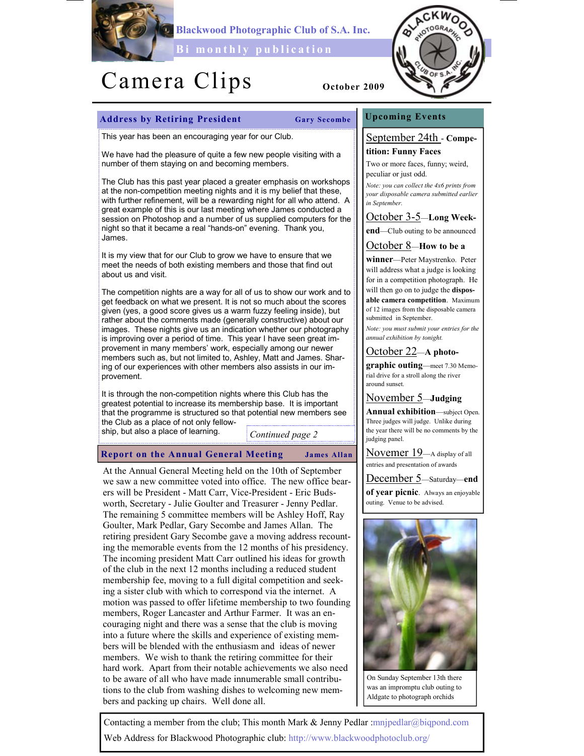Blackwood Photographic Club of S.A. Inc.

Bi monthly publication

# Camera Clips

**October 2009**

## Address by Retiring President

**Gary Secombe**

This year has been an encouraging year for our Club.

We have had the pleasure of quite a few new people visiting with a number of them staying on and becoming members.

The Club has this past year placed a greater emphasis on workshops at the non-competition meeting nights and it is my belief that these, with further refinement, will be a rewarding night for all who attend. A great example of this is our last meeting where James conducted a session on Photoshop and a number of us supplied computers for the night so that it became a real "hands-on" evening. Thank you, James.

It is my view that for our Club to grow we have to ensure that we meet the needs of both existing members and those that find out about us and visit.

The competition nights are a way for all of us to show our work and to get feedback on what we present. It is not so much about the scores given (yes, a good score gives us a warm fuzzy feeling inside), but rather about the comments made (generally constructive) about our images. These nights give us an indication whether our photography is improving over a period of time. This year I have seen great improvement in many members' work, especially among our newer members such as, but not limited to, Ashley, Matt and James. Sharing of our experiences with other members also assists in our improvement.

It is through the non-competition nights where this Club has the greatest potential to increase its membership base. It is important that the programme is structured so that potential new members see the Club as a place of not only fellowship, but also a place of learning.

*Continued page 2*

## Report on the Annual General Meeting

**James Allan**

At the Annual General Meeting held on the 10th of September we saw a new committee voted into office. The new office bearers will be President - Matt Carr, Vice-President - Eric Budsworth, Secretary - Julie Goulter and Treasurer - Jenny Pedlar. The remaining 5 committee members will be Ashley Hoff, Ray Goulter, Mark Pedlar, Gary Secombe and James Allan. The retiring president Gary Secombe gave a moving address recounting the memorable events from the 12 months of his presidency. The incoming president Matt Carr outlined his ideas for growth of the club in the next 12 months including a reduced student membership fee, moving to a full digital competition and seeking a sister club with which to correspond via the internet. A motion was passed to offer lifetime membership to two founding members, Roger Lancaster and Arthur Farmer. It was an encouraging night and there was a sense that the club is moving into a future where the skills and experience of existing members will be blended with the enthusiasm and ideas of newer members. We wish to thank the retiring committee for their hard work. Apart from their notable achievements we also need to be aware of all who have made innumerable small contributions to the club from washing dishes to welcoming new members and packing up chairs. Well done all.

## Upcoming Events

September 24th - **Competition: Funny Faces**

Two or more faces, funny; weird, peculiar or just odd.

*Note: you can collect the 4x6 prints from your disposable camera submitted earlier in September.*

October 3-5—**Long Weekend**—Club outing to be announced

October 8—**How to be a winner**—Peter Maystrenko. Peter will address what a judge is looking for in a competition photograph. He will then go on to judge the **disposable camera competition**. Maximum of 12 images from the disposable camera submitted in September.

*Note: you must submit your entries for the annual exhibition by tonight.*

October 22—**A photographic outing**—meet 7.30 Memorial drive for a stroll along the river around sunset.

November 5—**Judging Annual exhibition**—subject Open. Three judges will judge. Unlike during the year there will be no comments by the judging panel.

Novemer 19—A display of all entries and presentation of awards

December 5—Saturday—**end of year picnic**. Always an enjoyable outing. Venue to be advised.

On Sunday September 13th there was an impromptu club outing to Aldgate to photograph orchids

Contacting a member from the club; This month Mark & Jenny Pedlar :mnjpedlar@biqpond.com

Web Address for Blackwood Photographic club: http://www.blackwoodphotoclub.org/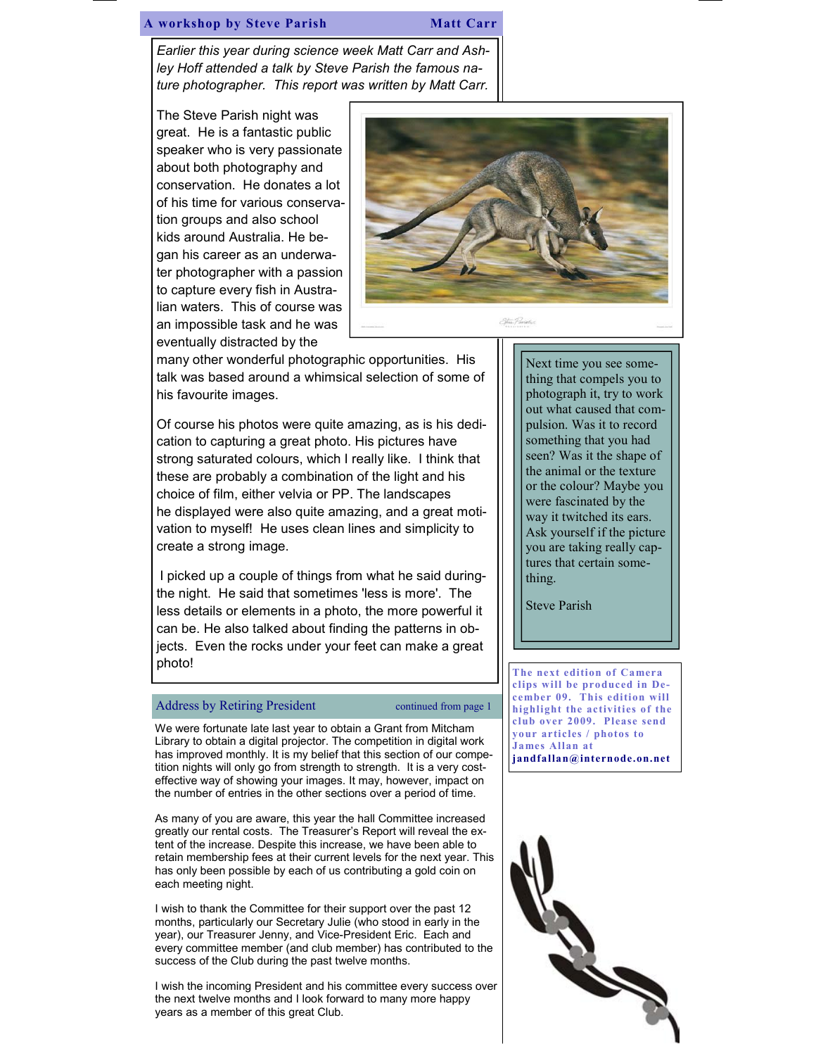## A workshop by Steve Parish — Matt Carr

*Earlier this year during science week Matt Carr and Ashley Hoff attended a talk by Steve Parish the famous nature photographer. This report was written by Matt Carr.*

The Steve Parish night was great. He is a fantastic public speaker who is very passionate about both photography and conservation. He donates a lot of his time for various conservation groups and also school kids around Australia. He began his career as an underwater photographer with a passion to capture every fish in Australian waters. This of course was an impossible task and he was eventually distracted by the many other wonderful photographic opportunities. His talk was based around a whimsical selection of some of his favourite images.

Of course his photos were quite amazing, as is his dedication to capturing a great photo. His pictures have strong saturated colours, which I really like. I think that these are probably a combination of the light and his choice of film, either velvia or PP. The landscapes he displayed were also quite amazing, and a great motivation to myself! He uses clean lines and simplicity to create a strong image.

I picked up a couple of things from what he said during the night. He said that sometimes 'less is more'. The less details or elements in a photo, the more powerful it can be. He also talked about finding the patterns in objects. Even the rocks under your feet can make a great photo!

> Next time you see something that compels you to photograph it, try to work out what caused that compulsion. Was it to record something that you had seen? Was it the shape of the animal or the texture or the colour? Maybe you were fascinated by the way it twitched its ears. Ask yourself if the picture you are taking really captures that certain something.
>
> Steve Parish

## Address by Retiring President

continued from page 1

We were fortunate late last year to obtain a Grant from Mitcham Library to obtain a digital projector. The competition in digital work has improved monthly. It is my belief that this section of our competition nights will only go from strength to strength. It is a very cost-effective way of showing your images. It may, however, impact on the number of entries in the other sections over a period of time.

As many of you are aware, this year the hall Committee increased greatly our rental costs. The Treasurer's Report will reveal the extent of the increase. Despite this increase, we have been able to retain membership fees at their current levels for the next year. This has only been possible by each of us contributing a gold coin on each meeting night.

I wish to thank the Committee for their support over the past 12 months, particularly our Secretary Julie (who stood in early in the year), our Treasurer Jenny, and Vice-President Eric. Each and every committee member (and club member) has contributed to the success of the Club during the past twelve months.

I wish the incoming President and his committee every success over the next twelve months and I look forward to many more happy years as a member of this great Club.

**The next edition of Camera clips will be produced in December 09. This edition will highlight the activities of the club over 2009. Please send your articles / photos to James Allan at jandfallan@internode.on.net**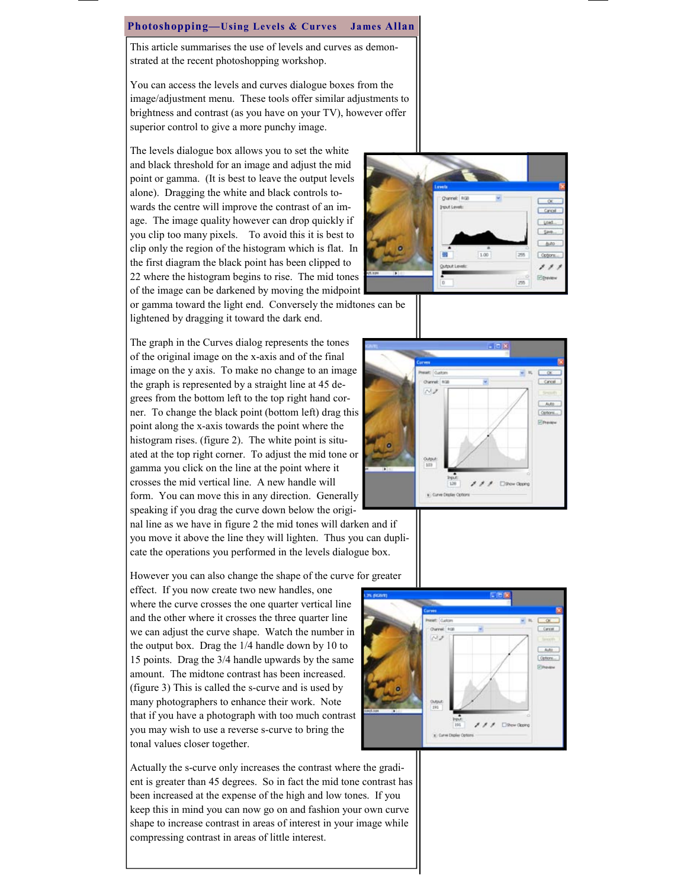## Photoshopping—Using Levels & Curves    James Allan

This article summarises the use of levels and curves as demonstrated at the recent photoshopping workshop.

You can access the levels and curves dialogue boxes from the image/adjustment menu. These tools offer similar adjustments to brightness and contrast (as you have on your TV), however offer superior control to give a more punchy image.

The levels dialogue box allows you to set the white and black threshold for an image and adjust the mid point or gamma. (It is best to leave the output levels alone). Dragging the white and black controls towards the centre will improve the contrast of an image. The image quality however can drop quickly if you clip too many pixels. To avoid this it is best to clip only the region of the histogram which is flat. In the first diagram the black point has been clipped to 22 where the histogram begins to rise. The mid tones of the image can be darkened by moving the midpoint or gamma toward the light end. Conversely the midtones can be lightened by dragging it toward the dark end.

The graph in the Curves dialog represents the tones of the original image on the x-axis and of the final image on the y axis. To make no change to an image the graph is represented by a straight line at 45 degrees from the bottom left to the top right hand corner. To change the black point (bottom left) drag this point along the x-axis towards the point where the histogram rises. (figure 2). The white point is situated at the top right corner. To adjust the mid tone or gamma you click on the line at the point where it crosses the mid vertical line. A new handle will form. You can move this in any direction. Generally speaking if you drag the curve down below the original line as we have in figure 2 the mid tones will darken and if you move it above the line they will lighten. Thus you can duplicate the operations you performed in the levels dialogue box.

However you can also change the shape of the curve for greater effect. If you now create two new handles, one where the curve crosses the one quarter vertical line and the other where it crosses the three quarter line we can adjust the curve shape. Watch the number in the output box. Drag the 1/4 handle down by 10 to 15 points. Drag the 3/4 handle upwards by the same amount. The midtone contrast has been increased. (figure 3) This is called the s-curve and is used by many photographers to enhance their work. Note that if you have a photograph with too much contrast you may wish to use a reverse s-curve to bring the tonal values closer together.

Actually the s-curve only increases the contrast where the gradient is greater than 45 degrees. So in fact the mid tone contrast has been increased at the expense of the high and low tones. If you keep this in mind you can now go on and fashion your own curve shape to increase contrast in areas of interest in your image while compressing contrast in areas of little interest.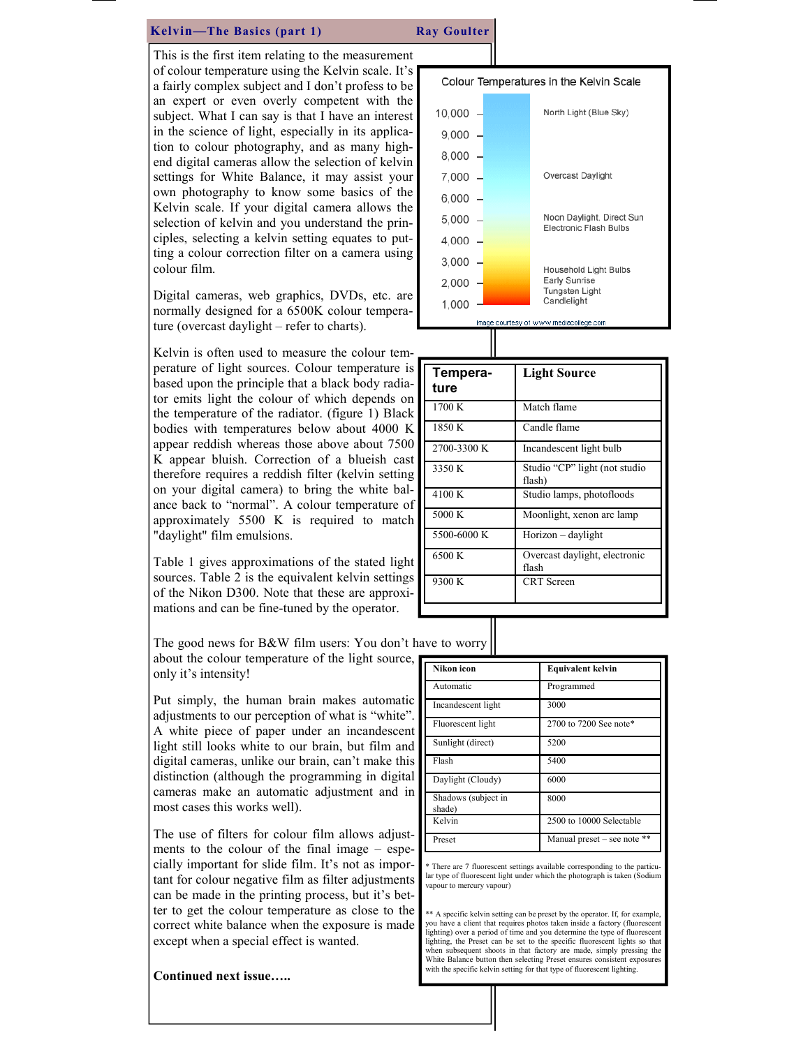## Kelvin—The Basics (part 1)

**Ray Goulter**

This is the first item relating to the measurement of colour temperature using the Kelvin scale. It's a fairly complex subject and I don't profess to be an expert or even overly competent with the subject. What I can say is that I have an interest in the science of light, especially in its application to colour photography, and as many high-end digital cameras allow the selection of kelvin settings for White Balance, it may assist your own photography to know some basics of the Kelvin scale. If your digital camera allows the selection of kelvin and you understand the principles, selecting a kelvin setting equates to putting a colour correction filter on a camera using colour film.

Digital cameras, web graphics, DVDs, etc. are normally designed for a 6500K colour temperature (overcast daylight – refer to charts).

Kelvin is often used to measure the colour temperature of light sources. Colour temperature is based upon the principle that a black body radiator emits light the colour of which depends on the temperature of the radiator. (figure 1) Black bodies with temperatures below about 4000 K appear reddish whereas those above about 7500 K appear bluish. Correction of a blueish cast therefore requires a reddish filter (kelvin setting on your digital camera) to bring the white balance back to "normal". A colour temperature of approximately 5500 K is required to match "daylight" film emulsions.

Table 1 gives approximations of the stated light sources. Table 2 is the equivalent kelvin settings of the Nikon D300. Note that these are approximations and can be fine-tuned by the operator.

The good news for B&W film users: You don't have to worry about the colour temperature of the light source, only it's intensity!

Put simply, the human brain makes automatic adjustments to our perception of what is "white". A white piece of paper under an incandescent light still looks white to our brain, but film and digital cameras, unlike our brain, can't make this distinction (although the programming in digital cameras make an automatic adjustment and in most cases this works well).

The use of filters for colour film allows adjustments to the colour of the final image – especially important for slide film. It's not as important for colour negative film as filter adjustments can be made in the printing process, but it's better to get the colour temperature as close to the correct white balance when the exposure is made except when a special effect is wanted.

**Continued next issue…..**

Colour Temperatures in the Kelvin Scale

10,000 – North Light (Blue Sky)
9,000
8,000
7,000 – Overcast Daylight
6,000
5,000 – Noon Daylight, Direct Sun, Electronic Flash Bulbs
4,000
3,000
2,000 – Household Light Bulbs, Early Sunrise, Tungsten Light
1,000 – Candlelight

Image courtesy of www.mediacollege.com

| Temperature | Light Source |
|---|---|
| 1700 K | Match flame |
| 1850 K | Candle flame |
| 2700-3300 K | Incandescent light bulb |
| 3350 K | Studio "CP" light (not studio flash) |
| 4100 K | Studio lamps, photofloods |
| 5000 K | Moonlight, xenon arc lamp |
| 5500-6000 K | Horizon – daylight |
| 6500 K | Overcast daylight, electronic flash |
| 9300 K | CRT Screen |

| Nikon icon | Equivalent kelvin |
|---|---|
| Automatic | Programmed |
| Incandescent light | 3000 |
| Fluorescent light | 2700 to 7200 See note* |
| Sunlight (direct) | 5200 |
| Flash | 5400 |
| Daylight (Cloudy) | 6000 |
| Shadows (subject in shade) | 8000 |
| Kelvin | 2500 to 10000 Selectable |
| Preset | Manual preset – see note ** |

* There are 7 fluorescent settings available corresponding to the particular type of fluorescent light under which the photograph is taken (Sodium vapour to mercury vapour)

** A specific kelvin setting can be preset by the operator. If, for example, you have a client that requires photos taken inside a factory (fluorescent lighting) over a period of time and you determine the type of fluorescent lighting, the Preset can be set to the specific fluorescent lights so that when subsequent shoots in that factory are made, simply pressing the White Balance button then selecting Preset ensures consistent exposures with the specific kelvin setting for that type of fluorescent lighting.